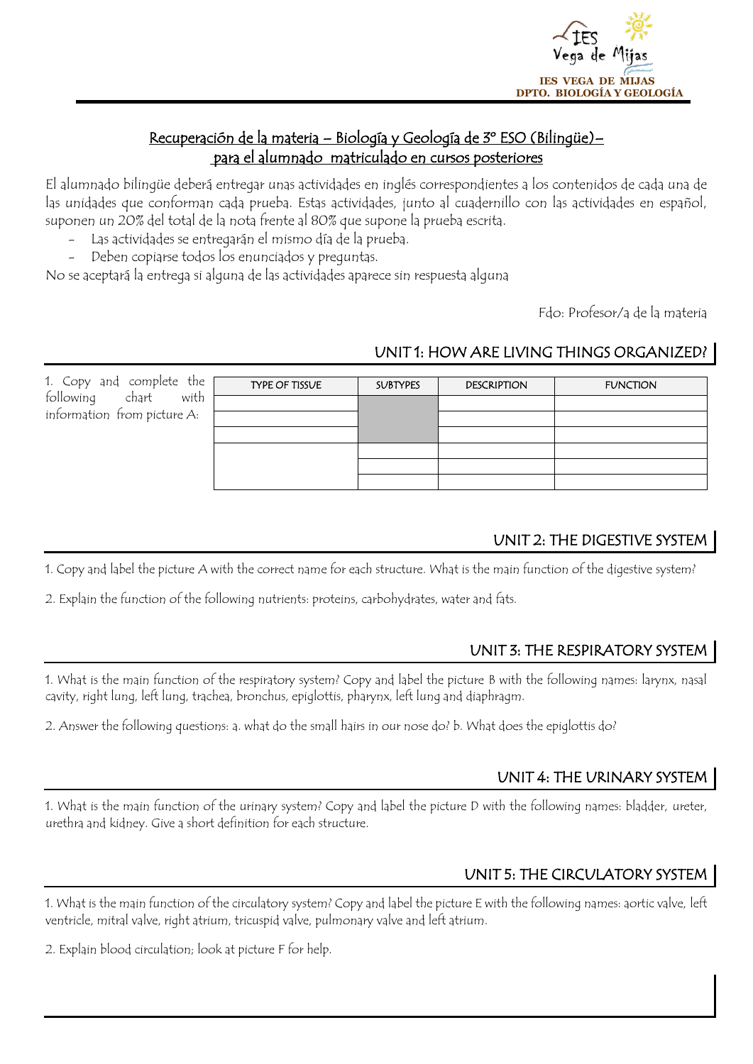IES VEGA DE MIJAS
DPTO. BIOLOGÍA Y GEOLOGÍA

## Recuperación de la materia – Biología y Geología de 3º ESO (Bilingüe)– para el alumnado matriculado en cursos posteriores

El alumnado bilingüe deberá entregar unas actividades en inglés correspondientes a los contenidos de cada una de las unidades que conforman cada prueba. Estas actividades, junto al cuadernillo con las actividades en español, suponen un 20% del total de la nota frente al 80% que supone la prueba escrita.

- Las actividades se entregarán el mismo día de la prueba.
- Deben copiarse todos los enunciados y preguntas.

No se aceptará la entrega si alguna de las actividades aparece sin respuesta alguna

Fdo: Profesor/a de la materia

## UNIT 1: HOW ARE LIVING THINGS ORGANIZED?

1. Copy and complete the following chart with information from picture A:

| TYPE OF TISSUE | SUBTYPES | DESCRIPTION | FUNCTION |
|---|---|---|---|
| | | | |
| | | | |
| | | | |
| | | | |
| | | | |
| | | | |

## UNIT 2: THE DIGESTIVE SYSTEM

1. Copy and label the picture A with the correct name for each structure. What is the main function of the digestive system?

2. Explain the function of the following nutrients: proteins, carbohydrates, water and fats.

## UNIT 3: THE RESPIRATORY SYSTEM

1. What is the main function of the respiratory system? Copy and label the picture B with the following names: larynx, nasal cavity, right lung, left lung, trachea, bronchus, epiglottis, pharynx, left lung and diaphragm.

2. Answer the following questions: a. what do the small hairs in our nose do? b. What does the epiglottis do?

## UNIT 4: THE URINARY SYSTEM

1. What is the main function of the urinary system? Copy and label the picture D with the following names: bladder, ureter, urethra and kidney. Give a short definition for each structure.

## UNIT 5: THE CIRCULATORY SYSTEM

1. What is the main function of the circulatory system? Copy and label the picture E with the following names: aortic valve, left ventricle, mitral valve, right atrium, tricuspid valve, pulmonary valve and left atrium.

2. Explain blood circulation; look at picture F for help.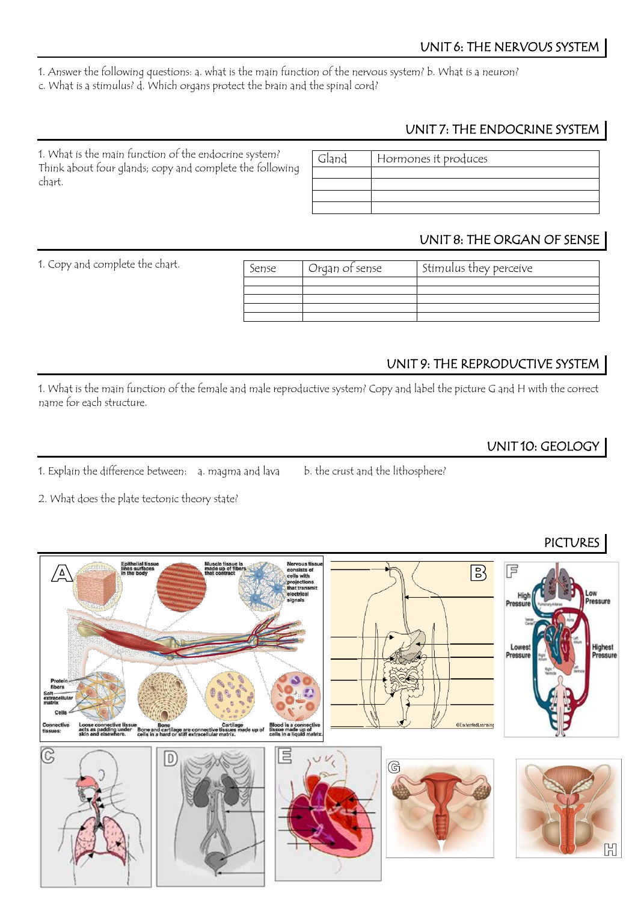## UNIT 6: THE NERVOUS SYSTEM

1. Answer the following questions: a. what is the main function of the nervous system? b. What is a neuron? c. What is a stimulus? d. Which organs protect the brain and the spinal cord?

## UNIT 7: THE ENDOCRINE SYSTEM

1. What is the main function of the endocrine system? Think about four glands; copy and complete the following chart.

| Gland | Hormones it produces |
|---|---|
| | |
| | |
| | |
| | |

## UNIT 8: THE ORGAN OF SENSE

1. Copy and complete the chart.

| Sense | Organ of sense | Stimulus they perceive |
|---|---|---|
| | | |
| | | |
| | | |
| | | |
| | | |

## UNIT 9: THE REPRODUCTIVE SYSTEM

1. What is the main function of the female and male reproductive system? Copy and label the picture G and H with the correct name for each structure.

## UNIT 10: GEOLOGY

1. Explain the difference between: a. magma and lava b. the crust and the lithosphere?

2. What does the plate tectonic theory state?

## PICTURES

A

Epithelial tissue lines surfaces in the body

Muscle tissue is made up of fibers that contract

Nervous tissue consists of cells with projections that transmit electrical signals

Protein fibers

Soft extracellular matrix

Cells

Connective tissues:

Loose connective tissue acts as padding under skin and elsewhere.

Bone

Cartilage

Bone and cartilage are connective tissues made up of cells in a hard or stiff extracellular matrix.

Blood is a connective tissue made up of cells in a liquid matrix.

B

©EnchantedLearning

F

High Pressure

Low Pressure

Lowest Pressure

Highest Pressure

C

D

E

G

H